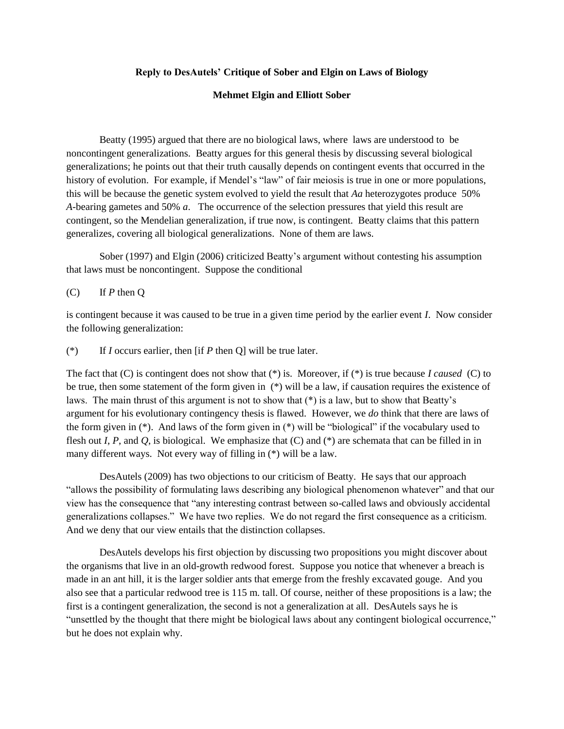**Reply to DesAutels' Critique of Sober and Elgin on Laws of Biology**

**Mehmet Elgin and Elliott Sober**

Beatty (1995) argued that there are no biological laws, where laws are understood to be noncontingent generalizations. Beatty argues for this general thesis by discussing several biological generalizations; he points out that their truth causally depends on contingent events that occurred in the history of evolution. For example, if Mendel's "law" of fair meiosis is true in one or more populations, this will be because the genetic system evolved to yield the result that *Aa* heterozygotes produce 50% *A*-bearing gametes and 50% *a*. The occurrence of the selection pressures that yield this result are contingent, so the Mendelian generalization, if true now, is contingent. Beatty claims that this pattern generalizes, covering all biological generalizations. None of them are laws.

Sober (1997) and Elgin (2006) criticized Beatty's argument without contesting his assumption that laws must be noncontingent. Suppose the conditional

(C) If *P* then Q

is contingent because it was caused to be true in a given time period by the earlier event *I*. Now consider the following generalization:

(*) If *I* occurs earlier, then [if *P* then Q] will be true later.

The fact that (C) is contingent does not show that (*) is. Moreover, if (*) is true because *I caused* (C) to be true, then some statement of the form given in (*) will be a law, if causation requires the existence of laws. The main thrust of this argument is not to show that (*) is a law, but to show that Beatty's argument for his evolutionary contingency thesis is flawed. However, we *do* think that there are laws of the form given in (*). And laws of the form given in (*) will be "biological" if the vocabulary used to flesh out *I*, *P*, and *Q*, is biological. We emphasize that (C) and (*) are schemata that can be filled in in many different ways. Not every way of filling in (*) will be a law.

DesAutels (2009) has two objections to our criticism of Beatty. He says that our approach "allows the possibility of formulating laws describing any biological phenomenon whatever" and that our view has the consequence that "any interesting contrast between so-called laws and obviously accidental generalizations collapses." We have two replies. We do not regard the first consequence as a criticism. And we deny that our view entails that the distinction collapses.

DesAutels develops his first objection by discussing two propositions you might discover about the organisms that live in an old-growth redwood forest. Suppose you notice that whenever a breach is made in an ant hill, it is the larger soldier ants that emerge from the freshly excavated gouge. And you also see that a particular redwood tree is 115 m. tall. Of course, neither of these propositions is a law; the first is a contingent generalization, the second is not a generalization at all. DesAutels says he is "unsettled by the thought that there might be biological laws about any contingent biological occurrence," but he does not explain why.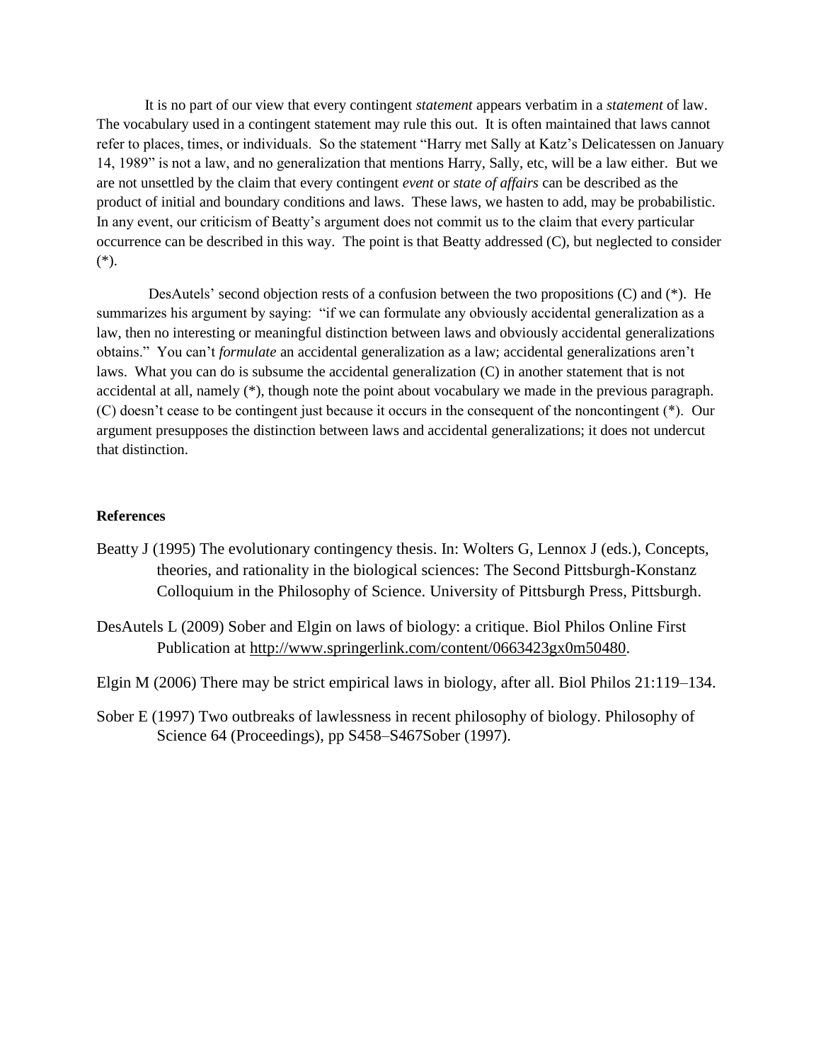It is no part of our view that every contingent *statement* appears verbatim in a *statement* of law. The vocabulary used in a contingent statement may rule this out. It is often maintained that laws cannot refer to places, times, or individuals. So the statement "Harry met Sally at Katz's Delicatessen on January 14, 1989" is not a law, and no generalization that mentions Harry, Sally, etc, will be a law either. But we are not unsettled by the claim that every contingent *event* or *state of affairs* can be described as the product of initial and boundary conditions and laws. These laws, we hasten to add, may be probabilistic. In any event, our criticism of Beatty's argument does not commit us to the claim that every particular occurrence can be described in this way. The point is that Beatty addressed (C), but neglected to consider (*).

DesAutels' second objection rests of a confusion between the two propositions (C) and (*). He summarizes his argument by saying: "if we can formulate any obviously accidental generalization as a law, then no interesting or meaningful distinction between laws and obviously accidental generalizations obtains." You can't *formulate* an accidental generalization as a law; accidental generalizations aren't laws. What you can do is subsume the accidental generalization (C) in another statement that is not accidental at all, namely (*), though note the point about vocabulary we made in the previous paragraph. (C) doesn't cease to be contingent just because it occurs in the consequent of the noncontingent (*). Our argument presupposes the distinction between laws and accidental generalizations; it does not undercut that distinction.

**References**

Beatty J (1995) The evolutionary contingency thesis. In: Wolters G, Lennox J (eds.), Concepts, theories, and rationality in the biological sciences: The Second Pittsburgh-Konstanz Colloquium in the Philosophy of Science. University of Pittsburgh Press, Pittsburgh.

DesAutels L (2009) Sober and Elgin on laws of biology: a critique. Biol Philos Online First Publication at http://www.springerlink.com/content/0663423gx0m50480.

Elgin M (2006) There may be strict empirical laws in biology, after all. Biol Philos 21:119–134.

Sober E (1997) Two outbreaks of lawlessness in recent philosophy of biology. Philosophy of Science 64 (Proceedings), pp S458–S467Sober (1997).